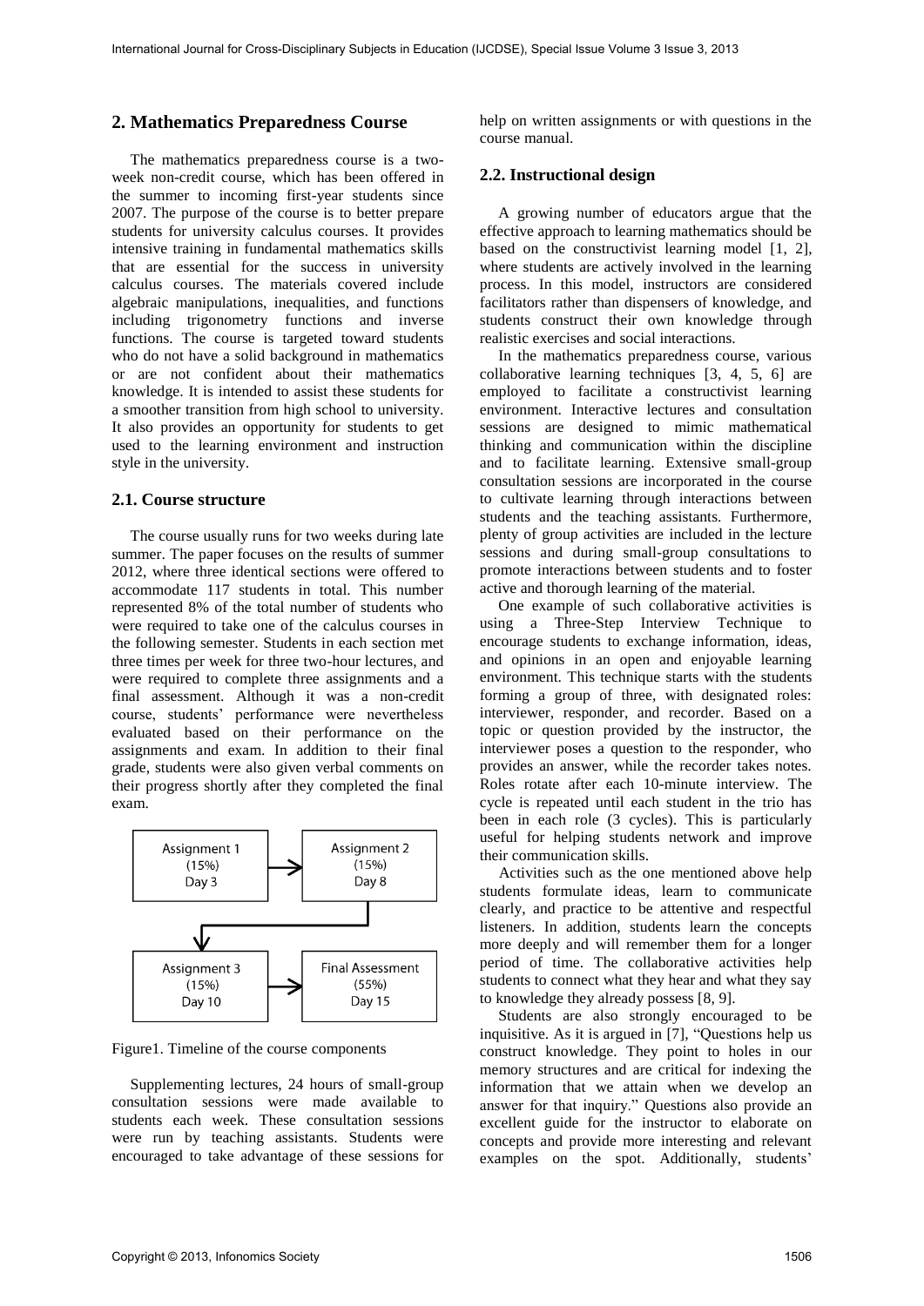## 2. Mathematics Preparedness Course

The mathematics preparedness course is a two-week non-credit course, which has been offered in the summer to incoming first-year students since 2007. The purpose of the course is to better prepare students for university calculus courses. It provides intensive training in fundamental mathematics skills that are essential for the success in university calculus courses. The materials covered include algebraic manipulations, inequalities, and functions including trigonometry functions and inverse functions. The course is targeted toward students who do not have a solid background in mathematics or are not confident about their mathematics knowledge. It is intended to assist these students for a smoother transition from high school to university. It also provides an opportunity for students to get used to the learning environment and instruction style in the university.

### 2.1. Course structure

The course usually runs for two weeks during late summer. The paper focuses on the results of summer 2012, where three identical sections were offered to accommodate 117 students in total. This number represented 8% of the total number of students who were required to take one of the calculus courses in the following semester. Students in each section met three times per week for three two-hour lectures, and were required to complete three assignments and a final assessment. Although it was a non-credit course, students' performance were nevertheless evaluated based on their performance on the assignments and exam. In addition to their final grade, students were also given verbal comments on their progress shortly after they completed the final exam.

Figure1. Timeline of the course components

Supplementing lectures, 24 hours of small-group consultation sessions were made available to students each week. These consultation sessions were run by teaching assistants. Students were encouraged to take advantage of these sessions for help on written assignments or with questions in the course manual.

### 2.2. Instructional design

A growing number of educators argue that the effective approach to learning mathematics should be based on the constructivist learning model [1, 2], where students are actively involved in the learning process. In this model, instructors are considered facilitators rather than dispensers of knowledge, and students construct their own knowledge through realistic exercises and social interactions.

In the mathematics preparedness course, various collaborative learning techniques [3, 4, 5, 6] are employed to facilitate a constructivist learning environment. Interactive lectures and consultation sessions are designed to mimic mathematical thinking and communication within the discipline and to facilitate learning. Extensive small-group consultation sessions are incorporated in the course to cultivate learning through interactions between students and the teaching assistants. Furthermore, plenty of group activities are included in the lecture sessions and during small-group consultations to promote interactions between students and to foster active and thorough learning of the material.

One example of such collaborative activities is using a Three-Step Interview Technique to encourage students to exchange information, ideas, and opinions in an open and enjoyable learning environment. This technique starts with the students forming a group of three, with designated roles: interviewer, responder, and recorder. Based on a topic or question provided by the instructor, the interviewer poses a question to the responder, who provides an answer, while the recorder takes notes. Roles rotate after each 10-minute interview. The cycle is repeated until each student in the trio has been in each role (3 cycles). This is particularly useful for helping students network and improve their communication skills.

Activities such as the one mentioned above help students formulate ideas, learn to communicate clearly, and practice to be attentive and respectful listeners. In addition, students learn the concepts more deeply and will remember them for a longer period of time. The collaborative activities help students to connect what they hear and what they say to knowledge they already possess [8, 9].

Students are also strongly encouraged to be inquisitive. As it is argued in [7], "Questions help us construct knowledge. They point to holes in our memory structures and are critical for indexing the information that we attain when we develop an answer for that inquiry." Questions also provide an excellent guide for the instructor to elaborate on concepts and provide more interesting and relevant examples on the spot. Additionally, students'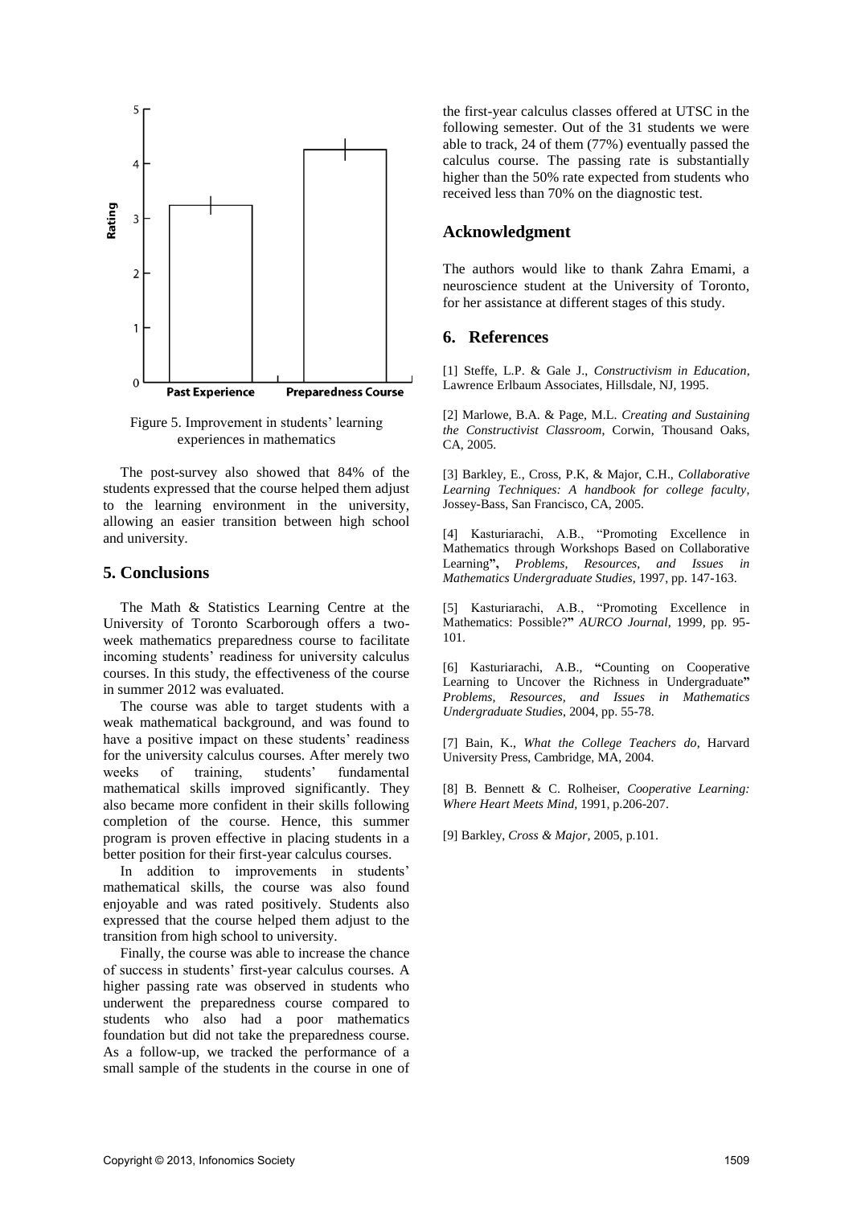5

4

Rating

3

2

1

0

Past Experience

Preparedness Course

Figure 5. Improvement in students' learning experiences in mathematics

The post-survey also showed that 84% of the students expressed that the course helped them adjust to the learning environment in the university, allowing an easier transition between high school and university.

## 5. Conclusions

The Math & Statistics Learning Centre at the University of Toronto Scarborough offers a two-week mathematics preparedness course to facilitate incoming students' readiness for university calculus courses. In this study, the effectiveness of the course in summer 2012 was evaluated.

The course was able to target students with a weak mathematical background, and was found to have a positive impact on these students' readiness for the university calculus courses. After merely two weeks of training, students' fundamental mathematical skills improved significantly. They also became more confident in their skills following completion of the course. Hence, this summer program is proven effective in placing students in a better position for their first-year calculus courses.

In addition to improvements in students' mathematical skills, the course was also found enjoyable and was rated positively. Students also expressed that the course helped them adjust to the transition from high school to university.

Finally, the course was able to increase the chance of success in students' first-year calculus courses. A higher passing rate was observed in students who underwent the preparedness course compared to students who also had a poor mathematics foundation but did not take the preparedness course. As a follow-up, we tracked the performance of a small sample of the students in the course in one of the first-year calculus classes offered at UTSC in the following semester. Out of the 31 students we were able to track, 24 of them (77%) eventually passed the calculus course. The passing rate is substantially higher than the 50% rate expected from students who received less than 70% on the diagnostic test.

## Acknowledgment

The authors would like to thank Zahra Emami, a neuroscience student at the University of Toronto, for her assistance at different stages of this study.

## 6. References

[1] Steffe, L.P. & Gale J., *Constructivism in Education*, Lawrence Erlbaum Associates, Hillsdale, NJ, 1995.

[2] Marlowe, B.A. & Page, M.L. *Creating and Sustaining the Constructivist Classroom*, Corwin, Thousand Oaks, CA, 2005.

[3] Barkley, E., Cross, P.K, & Major, C.H., *Collaborative Learning Techniques: A handbook for college faculty*, Jossey-Bass, San Francisco, CA, 2005.

[4] Kasturiarachi, A.B., "Promoting Excellence in Mathematics through Workshops Based on Collaborative Learning", *Problems, Resources, and Issues in Mathematics Undergraduate Studies*, 1997, pp. 147-163.

[5] Kasturiarachi, A.B., "Promoting Excellence in Mathematics: Possible?" *AURCO Journal*, 1999, pp. 95-101.

[6] Kasturiarachi, A.B., "Counting on Cooperative Learning to Uncover the Richness in Undergraduate" *Problems, Resources, and Issues in Mathematics Undergraduate Studies*, 2004, pp. 55-78.

[7] Bain, K., *What the College Teachers do*, Harvard University Press, Cambridge, MA, 2004.

[8] B. Bennett & C. Rolheiser, *Cooperative Learning: Where Heart Meets Mind,* 1991, p.206-207.

[9] Barkley, *Cross & Major,* 2005, p.101.